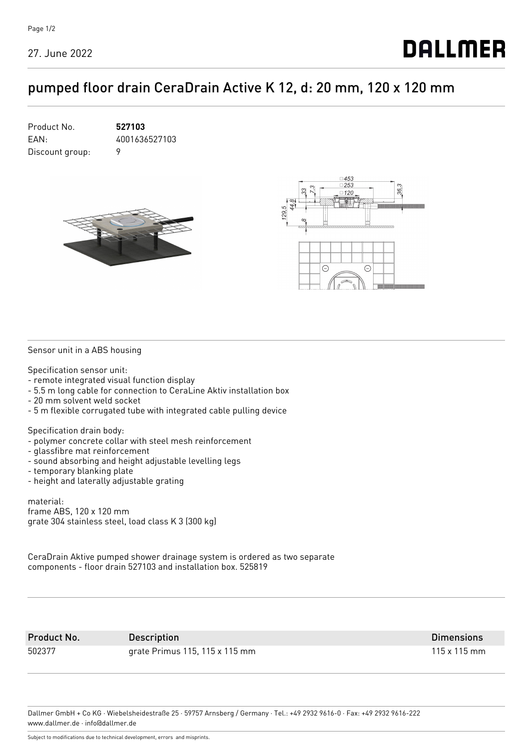# pumped floor drain CeraDrain Active K 12, d: 20 mm, 120 x 120 mm

Product No. **527103**
EAN: 4001636527103
Discount group: 9

Sensor unit in a ABS housing

Specification sensor unit:
- remote integrated visual function display
- 5.5 m long cable for connection to CeraLine Aktiv installation box
- 20 mm solvent weld socket
- 5 m flexible corrugated tube with integrated cable pulling device

Specification drain body:
- polymer concrete collar with steel mesh reinforcement
- glassfibre mat reinforcement
- sound absorbing and height adjustable levelling legs
- temporary blanking plate
- height and laterally adjustable grating

material:
frame ABS, 120 x 120 mm
grate 304 stainless steel, load class K 3 (300 kg)

CeraDrain Aktive pumped shower drainage system is ordered as two separate components - floor drain 527103 and installation box. 525819

| Product No. | Description | Dimensions |
|---|---|---|
| 502377 | grate Primus 115, 115 x 115 mm | 115 x 115 mm |

Dallmer GmbH + Co KG · Wiebelsheidestraße 25 · 59757 Arnsberg / Germany · Tel.: +49 2932 9616-0 · Fax: +49 2932 9616-222
www.dallmer.de · info@dallmer.de

Subject to modifications due to technical development, errors and misprints.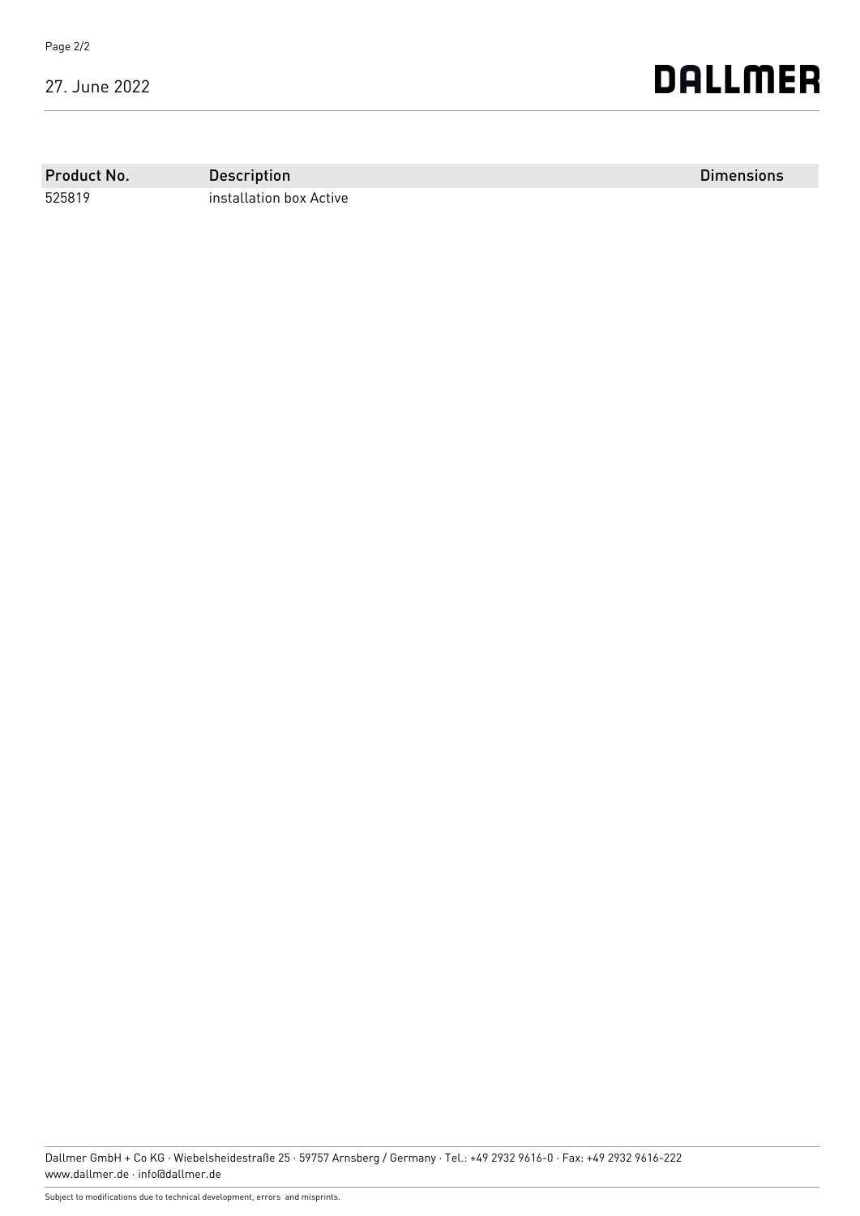| Product No. | Description | Dimensions |
|---|---|---|
| 525819 | installation box Active | |

Dallmer GmbH + Co KG · Wiebelsheidestraße 25 · 59757 Arnsberg / Germany · Tel.: +49 2932 9616-0 · Fax: +49 2932 9616-222
www.dallmer.de · info@dallmer.de

Subject to modifications due to technical development, errors and misprints.